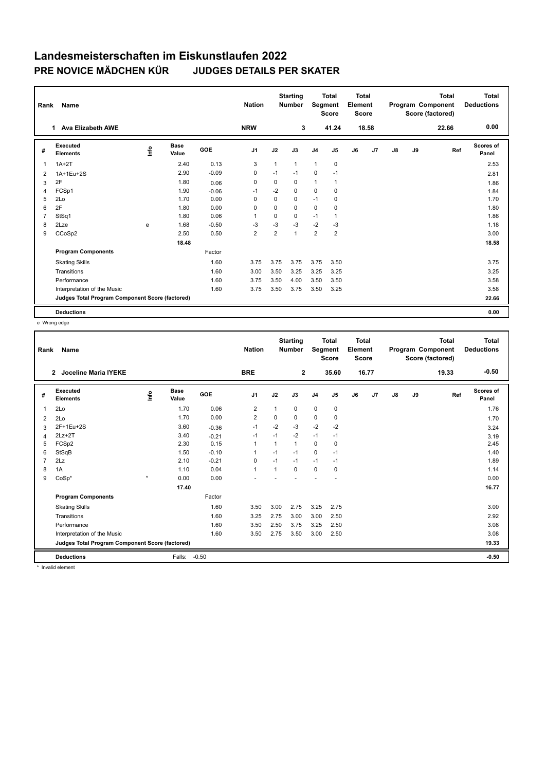# Landesmeisterschaften im Eiskunstlaufen 2022

## PRE NOVICE MÄDCHEN KÜR JUDGES DETAILS PER SKATER

| Rank | Name | Nation | Starting Number | Total Segment Score | Total Element Score | Total Program Component Score (factored) | Total Deductions |
|---|---|---|---|---|---|---|---|
| 1 | Ava Elizabeth AWE | NRW | 3 | 41.24 | 18.58 | 22.66 | 0.00 |

| # | Executed Elements | Info | Base Value | GOE | J1 | J2 | J3 | J4 | J5 | J6 | J7 | J8 | J9 | Ref | Scores of Panel |
|---|---|---|---|---|---|---|---|---|---|---|---|---|---|---|---|
| 1 | 1A+2T | | 2.40 | 0.13 | 3 | 1 | 1 | 1 | 0 | | | | | | 2.53 |
| 2 | 1A+1Eu+2S | | 2.90 | -0.09 | 0 | -1 | -1 | 0 | -1 | | | | | | 2.81 |
| 3 | 2F | | 1.80 | 0.06 | 0 | 0 | 0 | 1 | 1 | | | | | | 1.86 |
| 4 | FCSp1 | | 1.90 | -0.06 | -1 | -2 | 0 | 0 | 0 | | | | | | 1.84 |
| 5 | 2Lo | | 1.70 | 0.00 | 0 | 0 | 0 | -1 | 0 | | | | | | 1.70 |
| 6 | 2F | | 1.80 | 0.00 | 0 | 0 | 0 | 0 | 0 | | | | | | 1.80 |
| 7 | StSq1 | | 1.80 | 0.06 | 1 | 0 | 0 | -1 | 1 | | | | | | 1.86 |
| 8 | 2Lze | e | 1.68 | -0.50 | -3 | -3 | -3 | -2 | -3 | | | | | | 1.18 |
| 9 | CCoSp2 | | 2.50 | 0.50 | 2 | 2 | 1 | 2 | 2 | | | | | | 3.00 |
| | | | 18.48 | | | | | | | | | | | | 18.58 |
| | **Program Components** | | | Factor | | | | | | | | | | | |
| | Skating Skills | | | 1.60 | 3.75 | 3.75 | 3.75 | 3.75 | 3.50 | | | | | | 3.75 |
| | Transitions | | | 1.60 | 3.00 | 3.50 | 3.25 | 3.25 | 3.25 | | | | | | 3.25 |
| | Performance | | | 1.60 | 3.75 | 3.50 | 4.00 | 3.50 | 3.50 | | | | | | 3.58 |
| | Interpretation of the Music | | | 1.60 | 3.75 | 3.50 | 3.75 | 3.50 | 3.25 | | | | | | 3.58 |
| | **Judges Total Program Component Score (factored)** | | | | | | | | | | | | | | 22.66 |
| | **Deductions** | | | | | | | | | | | | | | 0.00 |

e Wrong edge

| Rank | Name | Nation | Starting Number | Total Segment Score | Total Element Score | Total Program Component Score (factored) | Total Deductions |
|---|---|---|---|---|---|---|---|
| 2 | Joceline Maria IYEKE | BRE | 2 | 35.60 | 16.77 | 19.33 | -0.50 |

| # | Executed Elements | Info | Base Value | GOE | J1 | J2 | J3 | J4 | J5 | J6 | J7 | J8 | J9 | Ref | Scores of Panel |
|---|---|---|---|---|---|---|---|---|---|---|---|---|---|---|---|
| 1 | 2Lo | | 1.70 | 0.06 | 2 | 1 | 0 | 0 | 0 | | | | | | 1.76 |
| 2 | 2Lo | | 1.70 | 0.00 | 2 | 0 | 0 | 0 | 0 | | | | | | 1.70 |
| 3 | 2F+1Eu+2S | | 3.60 | -0.36 | -1 | -2 | -3 | -2 | -2 | | | | | | 3.24 |
| 4 | 2Lz+2T | | 3.40 | -0.21 | -1 | -1 | -2 | -1 | -1 | | | | | | 3.19 |
| 5 | FCSp2 | | 2.30 | 0.15 | 1 | 1 | 1 | 0 | 0 | | | | | | 2.45 |
| 6 | StSqB | | 1.50 | -0.10 | 1 | -1 | -1 | 0 | -1 | | | | | | 1.40 |
| 7 | 2Lz | | 2.10 | -0.21 | 0 | -1 | -1 | -1 | -1 | | | | | | 1.89 |
| 8 | 1A | | 1.10 | 0.04 | 1 | 1 | 0 | 0 | 0 | | | | | | 1.14 |
| 9 | CoSp* | * | 0.00 | 0.00 | - | - | - | - | - | | | | | | 0.00 |
| | | | 17.40 | | | | | | | | | | | | 16.77 |
| | **Program Components** | | | Factor | | | | | | | | | | | |
| | Skating Skills | | | 1.60 | 3.50 | 3.00 | 2.75 | 3.25 | 2.75 | | | | | | 3.00 |
| | Transitions | | | 1.60 | 3.25 | 2.75 | 3.00 | 3.00 | 2.50 | | | | | | 2.92 |
| | Performance | | | 1.60 | 3.50 | 2.50 | 3.75 | 3.25 | 2.50 | | | | | | 3.08 |
| | Interpretation of the Music | | | 1.60 | 3.50 | 2.75 | 3.50 | 3.00 | 2.50 | | | | | | 3.08 |
| | **Judges Total Program Component Score (factored)** | | | | | | | | | | | | | | 19.33 |
| | **Deductions** | | Falls: | -0.50 | | | | | | | | | | | -0.50 |

\* Invalid element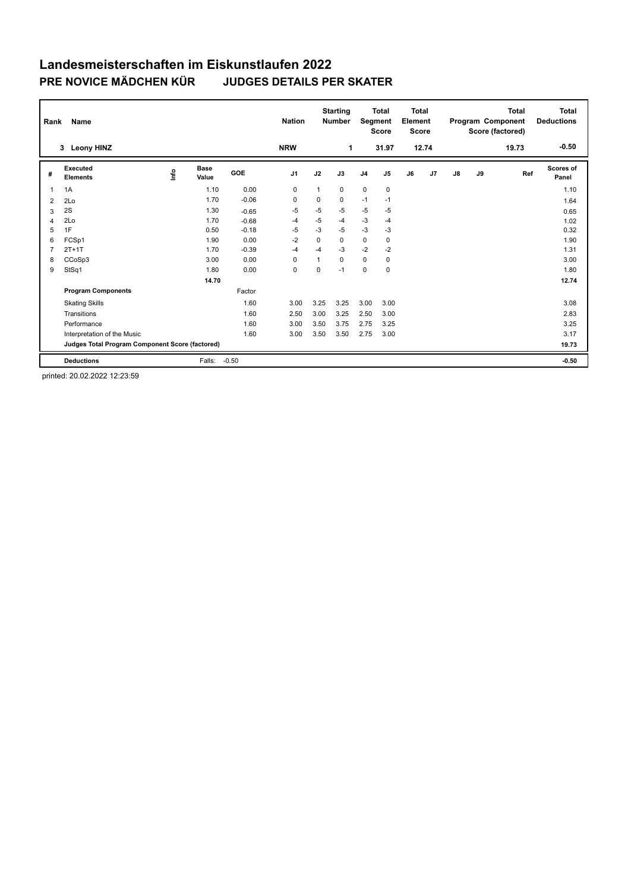# Landesmeisterschaften im Eiskunstlaufen 2022

## PRE NOVICE MÄDCHEN KÜR JUDGES DETAILS PER SKATER

| Rank | Name | Nation | Starting Number | Total Segment Score | Total Element Score | Total Program Component Score (factored) | Total Deductions |
|---|---|---|---|---|---|---|---|
| 3 | Leony HINZ | NRW | 1 | 31.97 | 12.74 | 19.73 | -0.50 |

| # | Executed Elements | Info | Base Value | GOE | J1 | J2 | J3 | J4 | J5 | J6 | J7 | J8 | J9 | Ref | Scores of Panel |
|---|---|---|---|---|---|---|---|---|---|---|---|---|---|---|---|
| 1 | 1A | | 1.10 | 0.00 | 0 | 1 | 0 | 0 | 0 | | | | | | 1.10 |
| 2 | 2Lo | | 1.70 | -0.06 | 0 | 0 | 0 | -1 | -1 | | | | | | 1.64 |
| 3 | 2S | | 1.30 | -0.65 | -5 | -5 | -5 | -5 | -5 | | | | | | 0.65 |
| 4 | 2Lo | | 1.70 | -0.68 | -4 | -5 | -4 | -3 | -4 | | | | | | 1.02 |
| 5 | 1F | | 0.50 | -0.18 | -5 | -3 | -5 | -3 | -3 | | | | | | 0.32 |
| 6 | FCSp1 | | 1.90 | 0.00 | -2 | 0 | 0 | 0 | 0 | | | | | | 1.90 |
| 7 | 2T+1T | | 1.70 | -0.39 | -4 | -4 | -3 | -2 | -2 | | | | | | 1.31 |
| 8 | CCoSp3 | | 3.00 | 0.00 | 0 | 1 | 0 | 0 | 0 | | | | | | 3.00 |
| 9 | StSq1 | | 1.80 | 0.00 | 0 | 0 | -1 | 0 | 0 | | | | | | 1.80 |
| | | | 14.70 | | | | | | | | | | | | 12.74 |
| | **Program Components** | | | Factor | | | | | | | | | | | |
| | Skating Skills | | | 1.60 | 3.00 | 3.25 | 3.25 | 3.00 | 3.00 | | | | | | 3.08 |
| | Transitions | | | 1.60 | 2.50 | 3.00 | 3.25 | 2.50 | 3.00 | | | | | | 2.83 |
| | Performance | | | 1.60 | 3.00 | 3.50 | 3.75 | 2.75 | 3.25 | | | | | | 3.25 |
| | Interpretation of the Music | | | 1.60 | 3.00 | 3.50 | 3.50 | 2.75 | 3.00 | | | | | | 3.17 |
| | **Judges Total Program Component Score (factored)** | | | | | | | | | | | | | | 19.73 |
| | **Deductions** | | Falls: | -0.50 | | | | | | | | | | | -0.50 |

printed: 20.02.2022 12:23:59